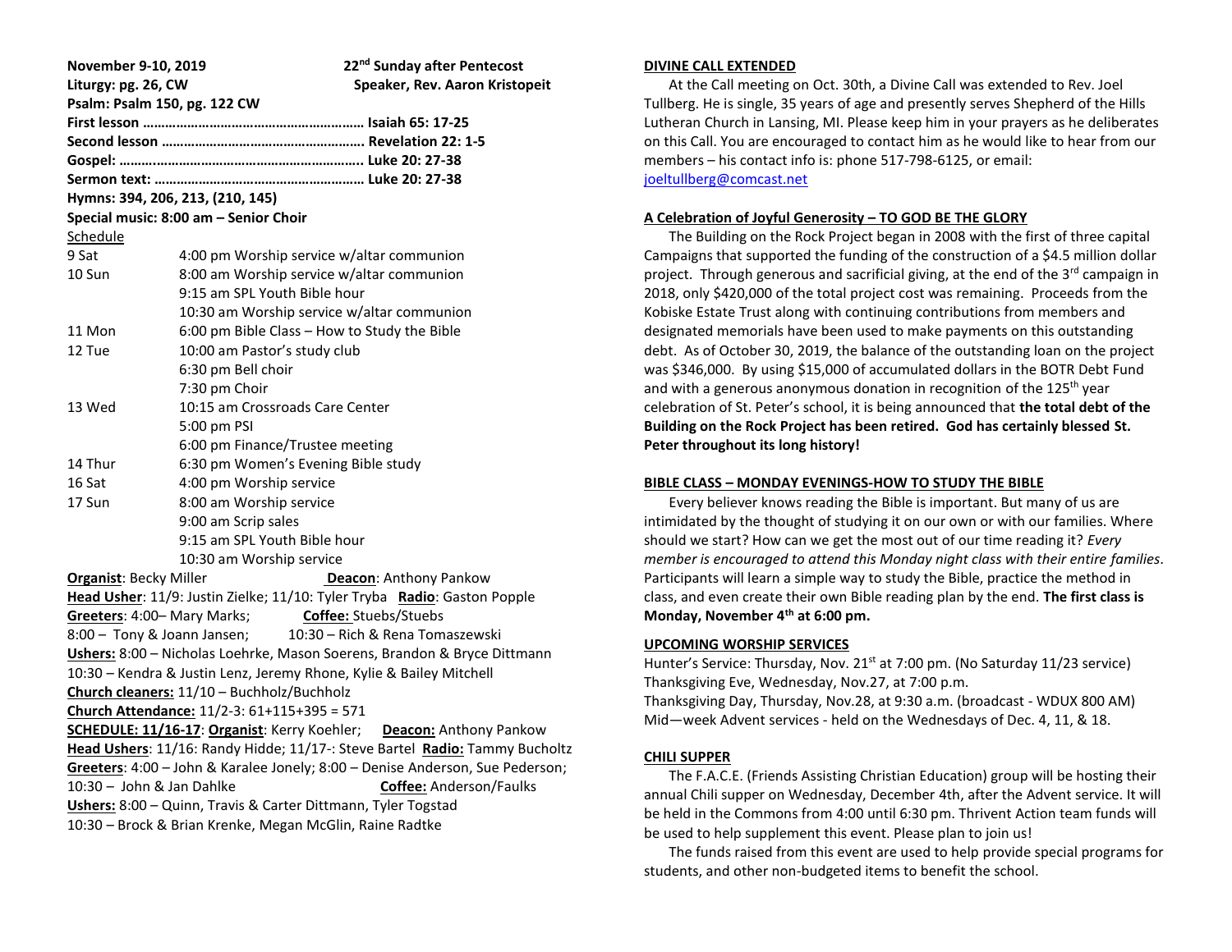**November 9-10, 2019** **22nd Sunday after Pentecost**

**Liturgy: pg. 26, CW** **Speaker, Rev. Aaron Kristopeit**

**Psalm: Psalm 150, pg. 122 CW**

**First lesson ……………………………………………… Isaiah 65: 17-25**

**Second lesson ………………………………………… Revelation 22: 1-5**

**Gospel: ……..……………………………………………. Luke 20: 27-38**

**Sermon text: ………………………………………… Luke 20: 27-38**

**Hymns: 394, 206, 213, (210, 145)**

**Special music: 8:00 am – Senior Choir**

Schedule

| | |
|---|---|
| 9 Sat | 4:00 pm Worship service w/altar communion |
| 10 Sun | 8:00 am Worship service w/altar communion |
| | 9:15 am SPL Youth Bible hour |
| | 10:30 am Worship service w/altar communion |
| 11 Mon | 6:00 pm Bible Class – How to Study the Bible |
| 12 Tue | 10:00 am Pastor's study club |
| | 6:30 pm Bell choir |
| | 7:30 pm Choir |
| 13 Wed | 10:15 am Crossroads Care Center |
| | 5:00 pm PSI |
| | 6:00 pm Finance/Trustee meeting |
| 14 Thur | 6:30 pm Women's Evening Bible study |
| 16 Sat | 4:00 pm Worship service |
| 17 Sun | 8:00 am Worship service |
| | 9:00 am Scrip sales |
| | 9:15 am SPL Youth Bible hour |
| | 10:30 am Worship service |

**Organist**: Becky Miller **Deacon**: Anthony Pankow

**Head Usher**: 11/9: Justin Zielke; 11/10: Tyler Tryba **Radio**: Gaston Popple

**Greeters**: 4:00– Mary Marks; **Coffee:** Stuebs/Stuebs

8:00 – Tony & Joann Jansen; 10:30 – Rich & Rena Tomaszewski

**Ushers:** 8:00 – Nicholas Loehrke, Mason Soerens, Brandon & Bryce Dittmann

10:30 – Kendra & Justin Lenz, Jeremy Rhone, Kylie & Bailey Mitchell

**Church cleaners:** 11/10 – Buchholz/Buchholz

**Church Attendance:** 11/2-3: 61+115+395 = 571

**SCHEDULE: 11/16-17**: **Organist**: Kerry Koehler; **Deacon:** Anthony Pankow

**Head Ushers**: 11/16: Randy Hidde; 11/17-: Steve Bartel **Radio:** Tammy Bucholtz

**Greeters**: 4:00 – John & Karalee Jonely; 8:00 – Denise Anderson, Sue Pederson;

10:30 – John & Jan Dahlke **Coffee:** Anderson/Faulks

**Ushers:** 8:00 – Quinn, Travis & Carter Dittmann, Tyler Togstad

10:30 – Brock & Brian Krenke, Megan McGlin, Raine Radtke

**DIVINE CALL EXTENDED**

At the Call meeting on Oct. 30th, a Divine Call was extended to Rev. Joel Tullberg. He is single, 35 years of age and presently serves Shepherd of the Hills Lutheran Church in Lansing, MI. Please keep him in your prayers as he deliberates on this Call. You are encouraged to contact him as he would like to hear from our members – his contact info is: phone 517-798-6125, or email: joeltullberg@comcast.net

**A Celebration of Joyful Generosity – TO GOD BE THE GLORY**

The Building on the Rock Project began in 2008 with the first of three capital Campaigns that supported the funding of the construction of a $4.5 million dollar project. Through generous and sacrificial giving, at the end of the 3rd campaign in 2018, only $420,000 of the total project cost was remaining. Proceeds from the Kobiske Estate Trust along with continuing contributions from members and designated memorials have been used to make payments on this outstanding debt. As of October 30, 2019, the balance of the outstanding loan on the project was $346,000. By using $15,000 of accumulated dollars in the BOTR Debt Fund and with a generous anonymous donation in recognition of the 125th year celebration of St. Peter's school, it is being announced that **the total debt of the Building on the Rock Project has been retired. God has certainly blessed St. Peter throughout its long history!**

**BIBLE CLASS – MONDAY EVENINGS-HOW TO STUDY THE BIBLE**

Every believer knows reading the Bible is important. But many of us are intimidated by the thought of studying it on our own or with our families. Where should we start? How can we get the most out of our time reading it? *Every member is encouraged to attend this Monday night class with their entire families*. Participants will learn a simple way to study the Bible, practice the method in class, and even create their own Bible reading plan by the end. **The first class is Monday, November 4th at 6:00 pm.**

**UPCOMING WORSHIP SERVICES**

Hunter's Service: Thursday, Nov. 21st at 7:00 pm. (No Saturday 11/23 service)
Thanksgiving Eve, Wednesday, Nov.27, at 7:00 p.m.
Thanksgiving Day, Thursday, Nov.28, at 9:30 a.m. (broadcast - WDUX 800 AM)
Mid—week Advent services - held on the Wednesdays of Dec. 4, 11, & 18.

**CHILI SUPPER**

The F.A.C.E. (Friends Assisting Christian Education) group will be hosting their annual Chili supper on Wednesday, December 4th, after the Advent service. It will be held in the Commons from 4:00 until 6:30 pm. Thrivent Action team funds will be used to help supplement this event. Please plan to join us!

The funds raised from this event are used to help provide special programs for students, and other non-budgeted items to benefit the school.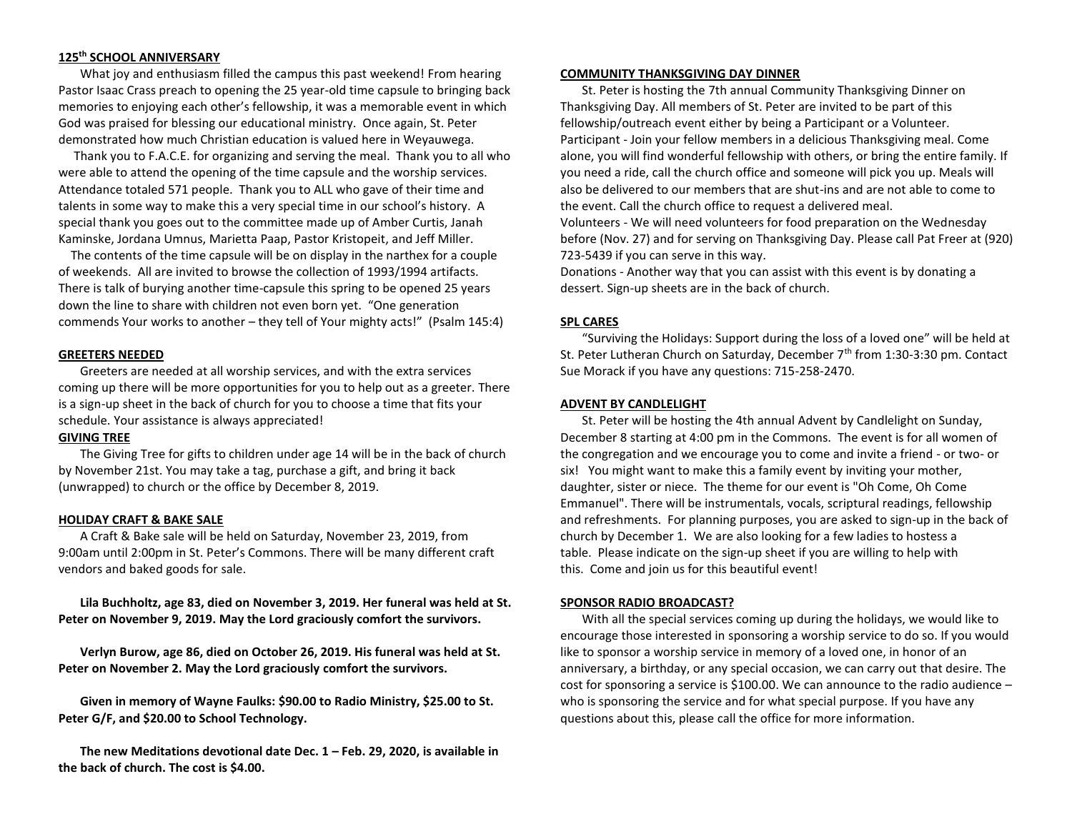## 125th SCHOOL ANNIVERSARY

What joy and enthusiasm filled the campus this past weekend! From hearing Pastor Isaac Crass preach to opening the 25 year-old time capsule to bringing back memories to enjoying each other's fellowship, it was a memorable event in which God was praised for blessing our educational ministry. Once again, St. Peter demonstrated how much Christian education is valued here in Weyauwega.

Thank you to F.A.C.E. for organizing and serving the meal. Thank you to all who were able to attend the opening of the time capsule and the worship services. Attendance totaled 571 people. Thank you to ALL who gave of their time and talents in some way to make this a very special time in our school's history. A special thank you goes out to the committee made up of Amber Curtis, Janah Kaminske, Jordana Umnus, Marietta Paap, Pastor Kristopeit, and Jeff Miller.

The contents of the time capsule will be on display in the narthex for a couple of weekends. All are invited to browse the collection of 1993/1994 artifacts. There is talk of burying another time-capsule this spring to be opened 25 years down the line to share with children not even born yet. "One generation commends Your works to another – they tell of Your mighty acts!" (Psalm 145:4)

## GREETERS NEEDED

Greeters are needed at all worship services, and with the extra services coming up there will be more opportunities for you to help out as a greeter. There is a sign-up sheet in the back of church for you to choose a time that fits your schedule. Your assistance is always appreciated!

## GIVING TREE

The Giving Tree for gifts to children under age 14 will be in the back of church by November 21st. You may take a tag, purchase a gift, and bring it back (unwrapped) to church or the office by December 8, 2019.

## HOLIDAY CRAFT & BAKE SALE

A Craft & Bake sale will be held on Saturday, November 23, 2019, from 9:00am until 2:00pm in St. Peter's Commons. There will be many different craft vendors and baked goods for sale.

**Lila Buchholtz, age 83, died on November 3, 2019. Her funeral was held at St. Peter on November 9, 2019. May the Lord graciously comfort the survivors.**

**Verlyn Burow, age 86, died on October 26, 2019. His funeral was held at St. Peter on November 2. May the Lord graciously comfort the survivors.**

**Given in memory of Wayne Faulks: $90.00 to Radio Ministry, $25.00 to St. Peter G/F, and $20.00 to School Technology.**

**The new Meditations devotional date Dec. 1 – Feb. 29, 2020, is available in the back of church. The cost is $4.00.**

## COMMUNITY THANKSGIVING DAY DINNER

St. Peter is hosting the 7th annual Community Thanksgiving Dinner on Thanksgiving Day. All members of St. Peter are invited to be part of this fellowship/outreach event either by being a Participant or a Volunteer.

Participant - Join your fellow members in a delicious Thanksgiving meal. Come alone, you will find wonderful fellowship with others, or bring the entire family. If you need a ride, call the church office and someone will pick you up. Meals will also be delivered to our members that are shut-ins and are not able to come to the event. Call the church office to request a delivered meal.

Volunteers - We will need volunteers for food preparation on the Wednesday before (Nov. 27) and for serving on Thanksgiving Day. Please call Pat Freer at (920) 723-5439 if you can serve in this way.

Donations - Another way that you can assist with this event is by donating a dessert. Sign-up sheets are in the back of church.

## SPL CARES

"Surviving the Holidays: Support during the loss of a loved one" will be held at St. Peter Lutheran Church on Saturday, December 7th from 1:30-3:30 pm. Contact Sue Morack if you have any questions: 715-258-2470.

## ADVENT BY CANDLELIGHT

St. Peter will be hosting the 4th annual Advent by Candlelight on Sunday, December 8 starting at 4:00 pm in the Commons. The event is for all women of the congregation and we encourage you to come and invite a friend - or two- or six! You might want to make this a family event by inviting your mother, daughter, sister or niece. The theme for our event is "Oh Come, Oh Come Emmanuel". There will be instrumentals, vocals, scriptural readings, fellowship and refreshments. For planning purposes, you are asked to sign-up in the back of church by December 1. We are also looking for a few ladies to hostess a table. Please indicate on the sign-up sheet if you are willing to help with this. Come and join us for this beautiful event!

## SPONSOR RADIO BROADCAST?

With all the special services coming up during the holidays, we would like to encourage those interested in sponsoring a worship service to do so. If you would like to sponsor a worship service in memory of a loved one, in honor of an anniversary, a birthday, or any special occasion, we can carry out that desire. The cost for sponsoring a service is $100.00. We can announce to the radio audience – who is sponsoring the service and for what special purpose. If you have any questions about this, please call the office for more information.